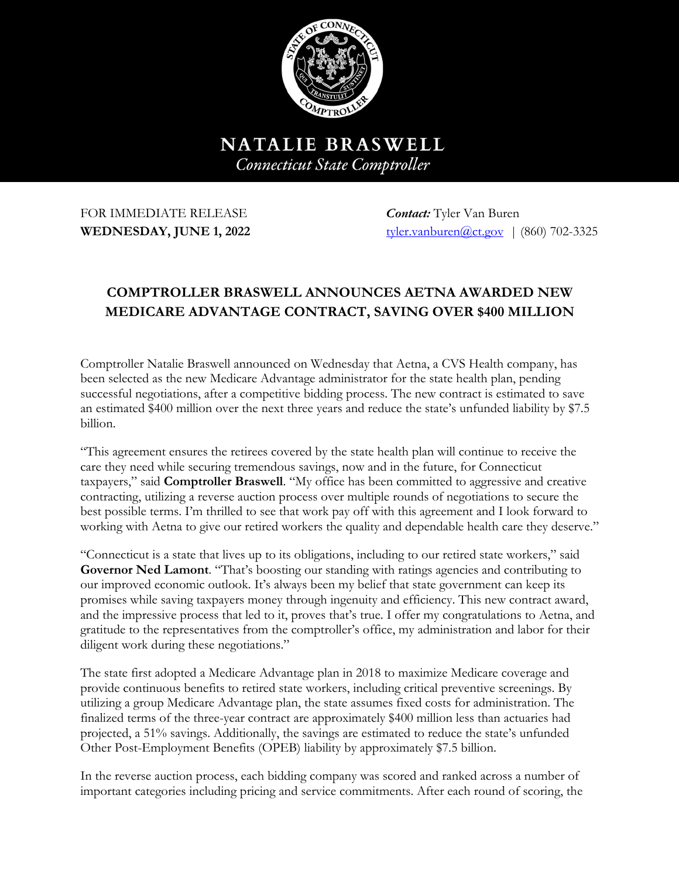**NATALIE BRASWELL**
*Connecticut State Comptroller*

FOR IMMEDIATE RELEASE
**WEDNESDAY, JUNE 1, 2022**

***Contact:*** Tyler Van Buren
tyler.vanburen@ct.gov | (860) 702-3325

## COMPTROLLER BRASWELL ANNOUNCES AETNA AWARDED NEW MEDICARE ADVANTAGE CONTRACT, SAVING OVER $400 MILLION

Comptroller Natalie Braswell announced on Wednesday that Aetna, a CVS Health company, has been selected as the new Medicare Advantage administrator for the state health plan, pending successful negotiations, after a competitive bidding process. The new contract is estimated to save an estimated $400 million over the next three years and reduce the state's unfunded liability by $7.5 billion.

"This agreement ensures the retirees covered by the state health plan will continue to receive the care they need while securing tremendous savings, now and in the future, for Connecticut taxpayers," said **Comptroller Braswell**. "My office has been committed to aggressive and creative contracting, utilizing a reverse auction process over multiple rounds of negotiations to secure the best possible terms. I'm thrilled to see that work pay off with this agreement and I look forward to working with Aetna to give our retired workers the quality and dependable health care they deserve."

"Connecticut is a state that lives up to its obligations, including to our retired state workers," said **Governor Ned Lamont**. "That's boosting our standing with ratings agencies and contributing to our improved economic outlook. It's always been my belief that state government can keep its promises while saving taxpayers money through ingenuity and efficiency. This new contract award, and the impressive process that led to it, proves that's true. I offer my congratulations to Aetna, and gratitude to the representatives from the comptroller's office, my administration and labor for their diligent work during these negotiations."

The state first adopted a Medicare Advantage plan in 2018 to maximize Medicare coverage and provide continuous benefits to retired state workers, including critical preventive screenings. By utilizing a group Medicare Advantage plan, the state assumes fixed costs for administration. The finalized terms of the three-year contract are approximately $400 million less than actuaries had projected, a 51% savings. Additionally, the savings are estimated to reduce the state's unfunded Other Post-Employment Benefits (OPEB) liability by approximately $7.5 billion.

In the reverse auction process, each bidding company was scored and ranked across a number of important categories including pricing and service commitments. After each round of scoring, the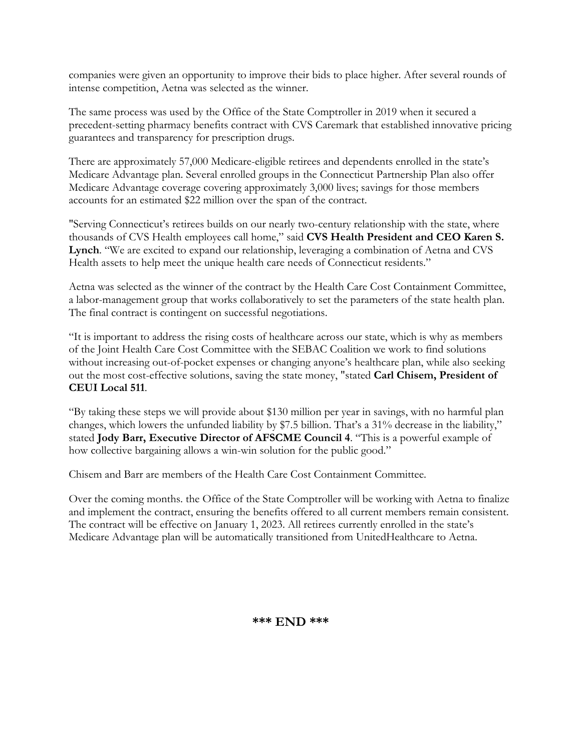companies were given an opportunity to improve their bids to place higher. After several rounds of intense competition, Aetna was selected as the winner.

The same process was used by the Office of the State Comptroller in 2019 when it secured a precedent-setting pharmacy benefits contract with CVS Caremark that established innovative pricing guarantees and transparency for prescription drugs.

There are approximately 57,000 Medicare-eligible retirees and dependents enrolled in the state's Medicare Advantage plan. Several enrolled groups in the Connecticut Partnership Plan also offer Medicare Advantage coverage covering approximately 3,000 lives; savings for those members accounts for an estimated $22 million over the span of the contract.

"Serving Connecticut's retirees builds on our nearly two-century relationship with the state, where thousands of CVS Health employees call home," said **CVS Health President and CEO Karen S. Lynch**. "We are excited to expand our relationship, leveraging a combination of Aetna and CVS Health assets to help meet the unique health care needs of Connecticut residents."

Aetna was selected as the winner of the contract by the Health Care Cost Containment Committee, a labor-management group that works collaboratively to set the parameters of the state health plan. The final contract is contingent on successful negotiations.

"It is important to address the rising costs of healthcare across our state, which is why as members of the Joint Health Care Cost Committee with the SEBAC Coalition we work to find solutions without increasing out-of-pocket expenses or changing anyone's healthcare plan, while also seeking out the most cost-effective solutions, saving the state money, "stated **Carl Chisem, President of CEUI Local 511**.

"By taking these steps we will provide about $130 million per year in savings, with no harmful plan changes, which lowers the unfunded liability by $7.5 billion. That's a 31% decrease in the liability," stated **Jody Barr, Executive Director of AFSCME Council 4**. "This is a powerful example of how collective bargaining allows a win-win solution for the public good."

Chisem and Barr are members of the Health Care Cost Containment Committee.

Over the coming months. the Office of the State Comptroller will be working with Aetna to finalize and implement the contract, ensuring the benefits offered to all current members remain consistent. The contract will be effective on January 1, 2023. All retirees currently enrolled in the state's Medicare Advantage plan will be automatically transitioned from UnitedHealthcare to Aetna.

**\*\*\* END \*\*\***